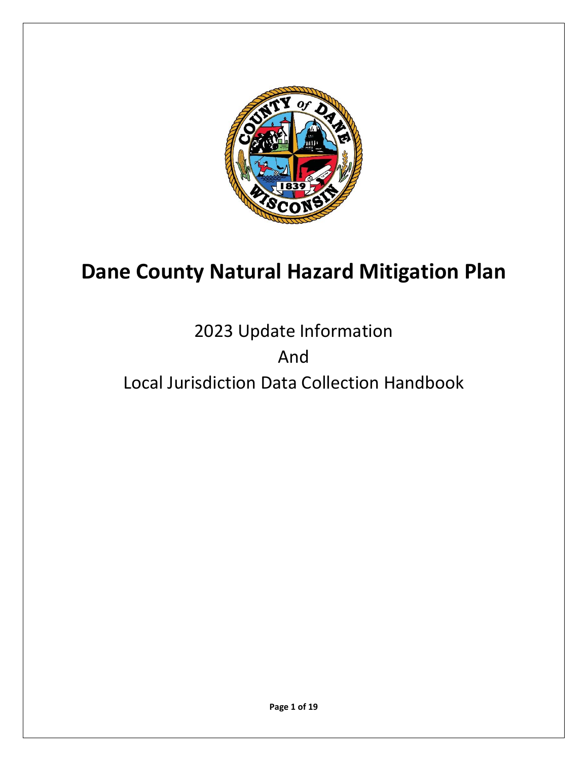# Dane County Natural Hazard Mitigation Plan

2023 Update Information

And

Local Jurisdiction Data Collection Handbook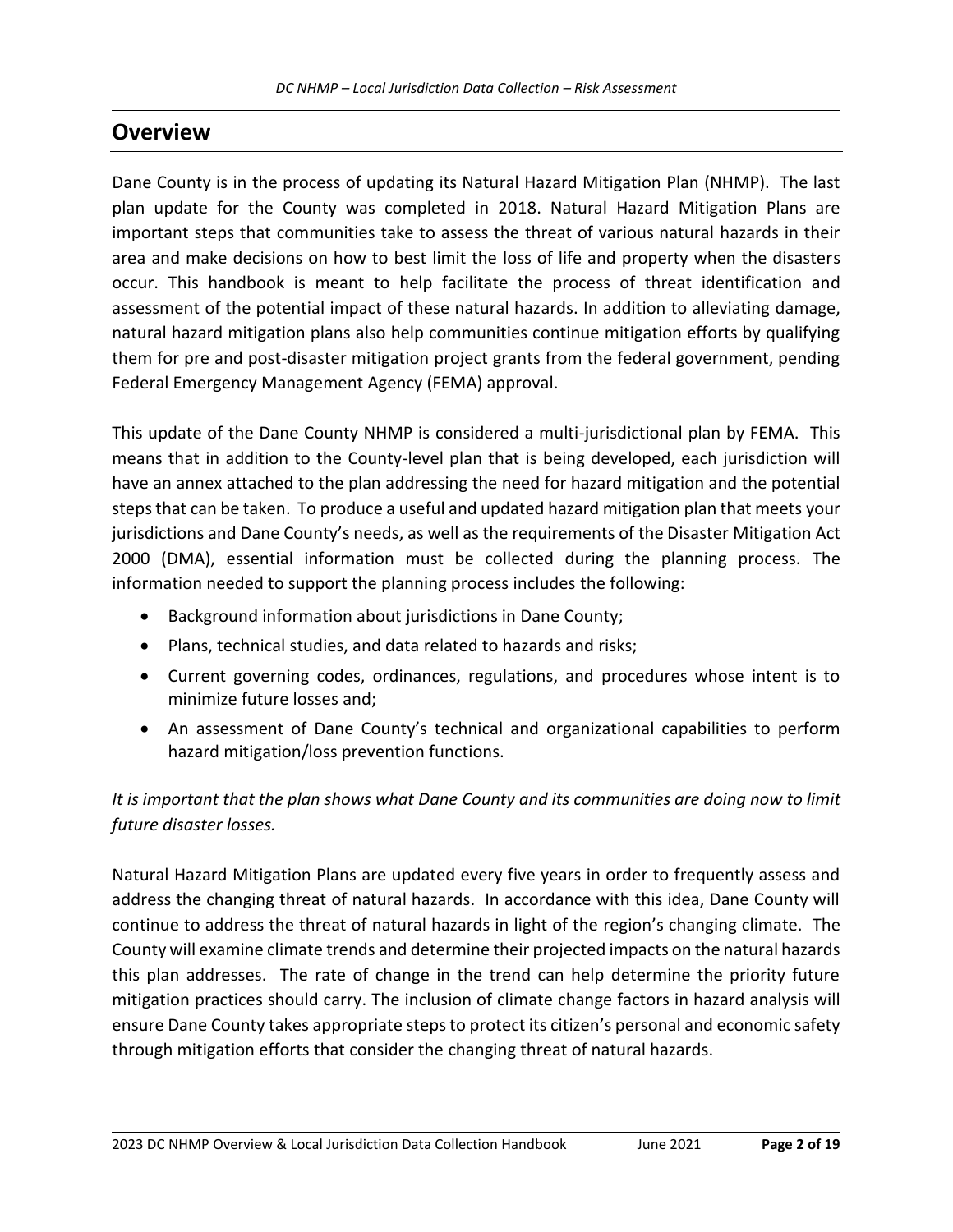## Overview

Dane County is in the process of updating its Natural Hazard Mitigation Plan (NHMP). The last plan update for the County was completed in 2018. Natural Hazard Mitigation Plans are important steps that communities take to assess the threat of various natural hazards in their area and make decisions on how to best limit the loss of life and property when the disasters occur. This handbook is meant to help facilitate the process of threat identification and assessment of the potential impact of these natural hazards. In addition to alleviating damage, natural hazard mitigation plans also help communities continue mitigation efforts by qualifying them for pre and post-disaster mitigation project grants from the federal government, pending Federal Emergency Management Agency (FEMA) approval.

This update of the Dane County NHMP is considered a multi-jurisdictional plan by FEMA. This means that in addition to the County-level plan that is being developed, each jurisdiction will have an annex attached to the plan addressing the need for hazard mitigation and the potential steps that can be taken. To produce a useful and updated hazard mitigation plan that meets your jurisdictions and Dane County's needs, as well as the requirements of the Disaster Mitigation Act 2000 (DMA), essential information must be collected during the planning process. The information needed to support the planning process includes the following:

- Background information about jurisdictions in Dane County;
- Plans, technical studies, and data related to hazards and risks;
- Current governing codes, ordinances, regulations, and procedures whose intent is to minimize future losses and;
- An assessment of Dane County's technical and organizational capabilities to perform hazard mitigation/loss prevention functions.

*It is important that the plan shows what Dane County and its communities are doing now to limit future disaster losses.*

Natural Hazard Mitigation Plans are updated every five years in order to frequently assess and address the changing threat of natural hazards. In accordance with this idea, Dane County will continue to address the threat of natural hazards in light of the region's changing climate. The County will examine climate trends and determine their projected impacts on the natural hazards this plan addresses. The rate of change in the trend can help determine the priority future mitigation practices should carry. The inclusion of climate change factors in hazard analysis will ensure Dane County takes appropriate steps to protect its citizen's personal and economic safety through mitigation efforts that consider the changing threat of natural hazards.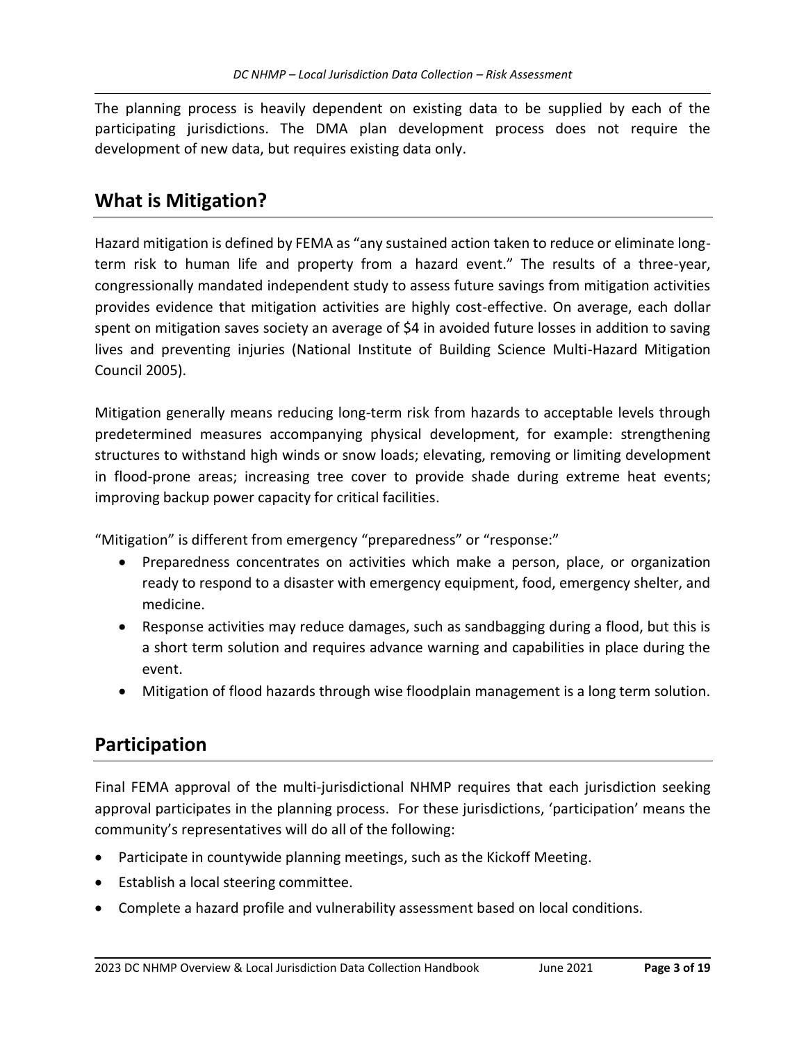The planning process is heavily dependent on existing data to be supplied by each of the participating jurisdictions. The DMA plan development process does not require the development of new data, but requires existing data only.

## What is Mitigation?

Hazard mitigation is defined by FEMA as "any sustained action taken to reduce or eliminate long-term risk to human life and property from a hazard event." The results of a three-year, congressionally mandated independent study to assess future savings from mitigation activities provides evidence that mitigation activities are highly cost-effective. On average, each dollar spent on mitigation saves society an average of $4 in avoided future losses in addition to saving lives and preventing injuries (National Institute of Building Science Multi-Hazard Mitigation Council 2005).

Mitigation generally means reducing long-term risk from hazards to acceptable levels through predetermined measures accompanying physical development, for example: strengthening structures to withstand high winds or snow loads; elevating, removing or limiting development in flood-prone areas; increasing tree cover to provide shade during extreme heat events; improving backup power capacity for critical facilities.

"Mitigation" is different from emergency "preparedness" or "response:"

- Preparedness concentrates on activities which make a person, place, or organization ready to respond to a disaster with emergency equipment, food, emergency shelter, and medicine.
- Response activities may reduce damages, such as sandbagging during a flood, but this is a short term solution and requires advance warning and capabilities in place during the event.
- Mitigation of flood hazards through wise floodplain management is a long term solution.

## Participation

Final FEMA approval of the multi-jurisdictional NHMP requires that each jurisdiction seeking approval participates in the planning process. For these jurisdictions, 'participation' means the community's representatives will do all of the following:

- Participate in countywide planning meetings, such as the Kickoff Meeting.
- Establish a local steering committee.
- Complete a hazard profile and vulnerability assessment based on local conditions.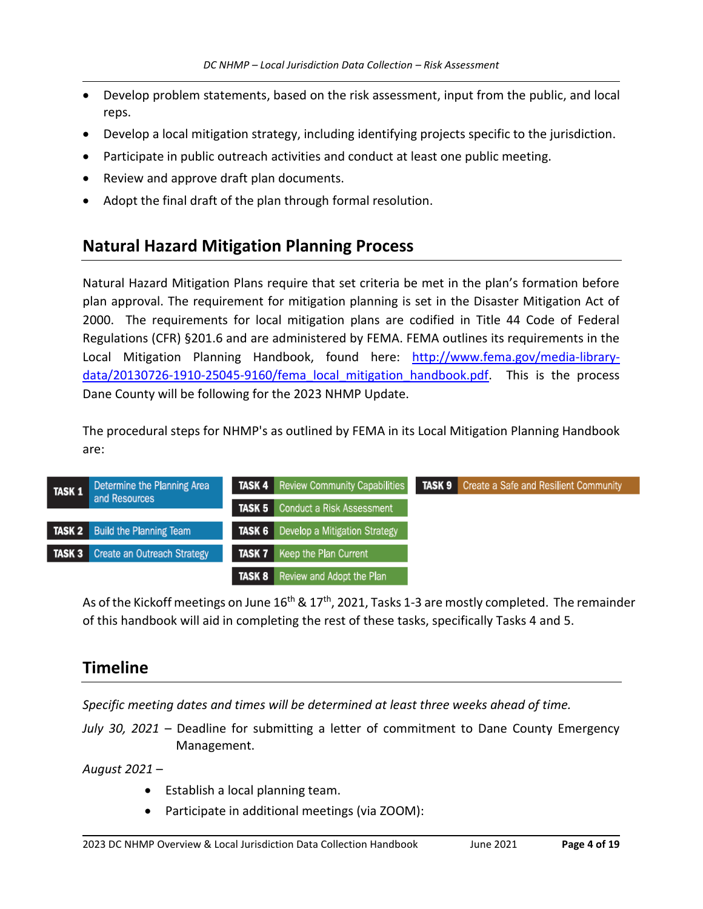- Develop problem statements, based on the risk assessment, input from the public, and local reps.
- Develop a local mitigation strategy, including identifying projects specific to the jurisdiction.
- Participate in public outreach activities and conduct at least one public meeting.
- Review and approve draft plan documents.
- Adopt the final draft of the plan through formal resolution.

## Natural Hazard Mitigation Planning Process

Natural Hazard Mitigation Plans require that set criteria be met in the plan's formation before plan approval. The requirement for mitigation planning is set in the Disaster Mitigation Act of 2000. The requirements for local mitigation plans are codified in Title 44 Code of Federal Regulations (CFR) §201.6 and are administered by FEMA. FEMA outlines its requirements in the Local Mitigation Planning Handbook, found here: [http://www.fema.gov/media-library-data/20130726-1910-25045-9160/fema_local_mitigation_handbook.pdf](http://www.fema.gov/media-library-data/20130726-1910-25045-9160/fema_local_mitigation_handbook.pdf). This is the process Dane County will be following for the 2023 NHMP Update.

The procedural steps for NHMP's as outlined by FEMA in its Local Mitigation Planning Handbook are:

- **TASK 1** Determine the Planning Area and Resources
- **TASK 2** Build the Planning Team
- **TASK 3** Create an Outreach Strategy
- **TASK 4** Review Community Capabilities
- **TASK 5** Conduct a Risk Assessment
- **TASK 6** Develop a Mitigation Strategy
- **TASK 7** Keep the Plan Current
- **TASK 8** Review and Adopt the Plan
- **TASK 9** Create a Safe and Resilient Community

As of the Kickoff meetings on June 16th & 17th, 2021, Tasks 1-3 are mostly completed. The remainder of this handbook will aid in completing the rest of these tasks, specifically Tasks 4 and 5.

## Timeline

*Specific meeting dates and times will be determined at least three weeks ahead of time.*

*July 30, 2021* – Deadline for submitting a letter of commitment to Dane County Emergency Management.

*August 2021* –

- Establish a local planning team.
- Participate in additional meetings (via ZOOM):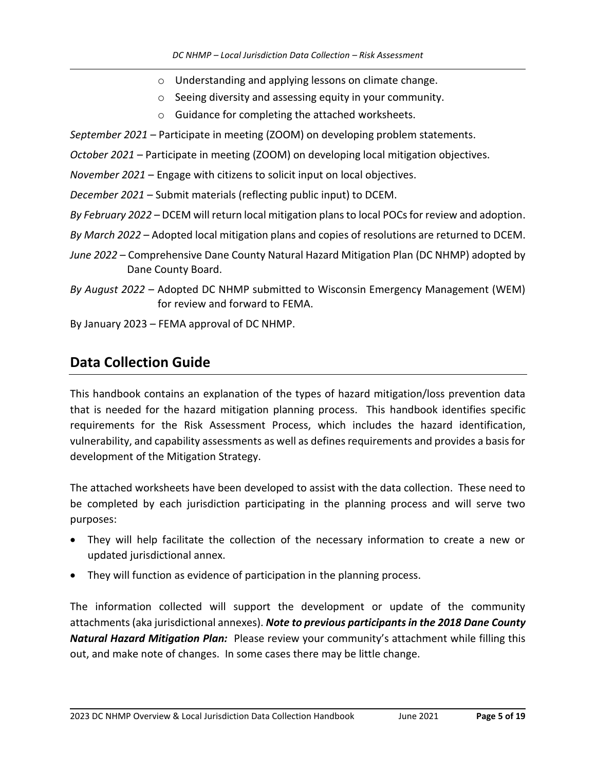- Understanding and applying lessons on climate change.
  - Seeing diversity and assessing equity in your community.
  - Guidance for completing the attached worksheets.

*September 2021* – Participate in meeting (ZOOM) on developing problem statements.

*October 2021* – Participate in meeting (ZOOM) on developing local mitigation objectives.

*November 2021* – Engage with citizens to solicit input on local objectives.

*December 2021* – Submit materials (reflecting public input) to DCEM.

*By February 2022* – DCEM will return local mitigation plans to local POCs for review and adoption.

*By March 2022* – Adopted local mitigation plans and copies of resolutions are returned to DCEM.

*June 2022* – Comprehensive Dane County Natural Hazard Mitigation Plan (DC NHMP) adopted by Dane County Board.

*By August 2022* – Adopted DC NHMP submitted to Wisconsin Emergency Management (WEM) for review and forward to FEMA.

By January 2023 – FEMA approval of DC NHMP.

## Data Collection Guide

This handbook contains an explanation of the types of hazard mitigation/loss prevention data that is needed for the hazard mitigation planning process. This handbook identifies specific requirements for the Risk Assessment Process, which includes the hazard identification, vulnerability, and capability assessments as well as defines requirements and provides a basis for development of the Mitigation Strategy.

The attached worksheets have been developed to assist with the data collection. These need to be completed by each jurisdiction participating in the planning process and will serve two purposes:

- They will help facilitate the collection of the necessary information to create a new or updated jurisdictional annex.
- They will function as evidence of participation in the planning process.

The information collected will support the development or update of the community attachments (aka jurisdictional annexes). ***Note to previous participants in the 2018 Dane County Natural Hazard Mitigation Plan:*** Please review your community's attachment while filling this out, and make note of changes. In some cases there may be little change.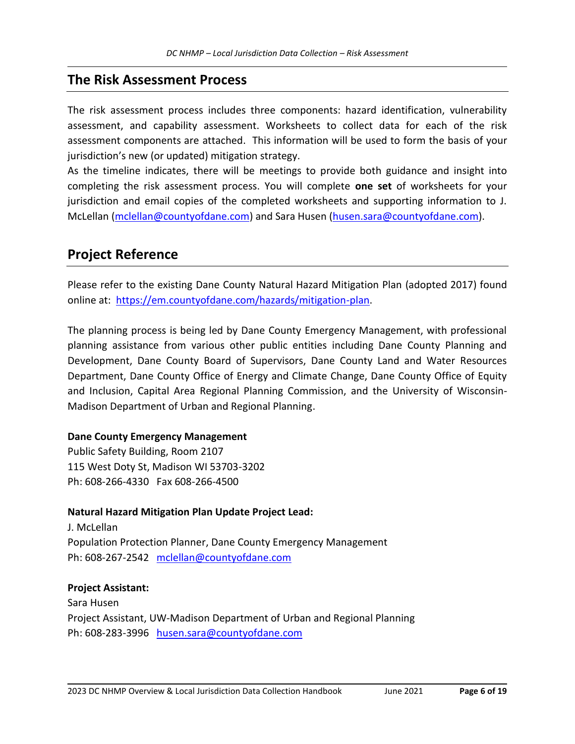## The Risk Assessment Process

The risk assessment process includes three components: hazard identification, vulnerability assessment, and capability assessment. Worksheets to collect data for each of the risk assessment components are attached. This information will be used to form the basis of your jurisdiction's new (or updated) mitigation strategy.

As the timeline indicates, there will be meetings to provide both guidance and insight into completing the risk assessment process. You will complete **one set** of worksheets for your jurisdiction and email copies of the completed worksheets and supporting information to J. McLellan (mclellan@countyofdane.com) and Sara Husen (husen.sara@countyofdane.com).

## Project Reference

Please refer to the existing Dane County Natural Hazard Mitigation Plan (adopted 2017) found online at: https://em.countyofdane.com/hazards/mitigation-plan.

The planning process is being led by Dane County Emergency Management, with professional planning assistance from various other public entities including Dane County Planning and Development, Dane County Board of Supervisors, Dane County Land and Water Resources Department, Dane County Office of Energy and Climate Change, Dane County Office of Equity and Inclusion, Capital Area Regional Planning Commission, and the University of Wisconsin-Madison Department of Urban and Regional Planning.

**Dane County Emergency Management**
Public Safety Building, Room 2107
115 West Doty St, Madison WI 53703-3202
Ph: 608-266-4330 Fax 608-266-4500

**Natural Hazard Mitigation Plan Update Project Lead:**
J. McLellan
Population Protection Planner, Dane County Emergency Management
Ph: 608-267-2542 mclellan@countyofdane.com

**Project Assistant:**
Sara Husen
Project Assistant, UW-Madison Department of Urban and Regional Planning
Ph: 608-283-3996 husen.sara@countyofdane.com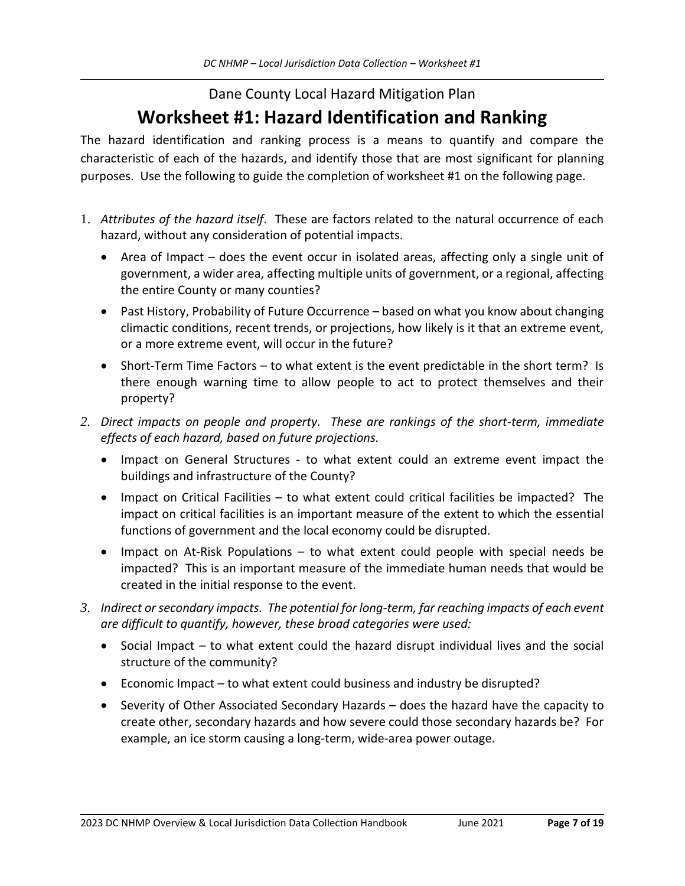Dane County Local Hazard Mitigation Plan

# Worksheet #1: Hazard Identification and Ranking

The hazard identification and ranking process is a means to quantify and compare the characteristic of each of the hazards, and identify those that are most significant for planning purposes. Use the following to guide the completion of worksheet #1 on the following page.

1. *Attributes of the hazard itself*. These are factors related to the natural occurrence of each hazard, without any consideration of potential impacts.
   - Area of Impact – does the event occur in isolated areas, affecting only a single unit of government, a wider area, affecting multiple units of government, or a regional, affecting the entire County or many counties?
   - Past History, Probability of Future Occurrence – based on what you know about changing climactic conditions, recent trends, or projections, how likely is it that an extreme event, or a more extreme event, will occur in the future?
   - Short-Term Time Factors – to what extent is the event predictable in the short term? Is there enough warning time to allow people to act to protect themselves and their property?
2. *Direct impacts on people and property. These are rankings of the short-term, immediate effects of each hazard, based on future projections.*
   - Impact on General Structures - to what extent could an extreme event impact the buildings and infrastructure of the County?
   - Impact on Critical Facilities – to what extent could critical facilities be impacted? The impact on critical facilities is an important measure of the extent to which the essential functions of government and the local economy could be disrupted.
   - Impact on At-Risk Populations – to what extent could people with special needs be impacted? This is an important measure of the immediate human needs that would be created in the initial response to the event.
3. *Indirect or secondary impacts. The potential for long-term, far reaching impacts of each event are difficult to quantify, however, these broad categories were used:*
   - Social Impact – to what extent could the hazard disrupt individual lives and the social structure of the community?
   - Economic Impact – to what extent could business and industry be disrupted?
   - Severity of Other Associated Secondary Hazards – does the hazard have the capacity to create other, secondary hazards and how severe could those secondary hazards be? For example, an ice storm causing a long-term, wide-area power outage.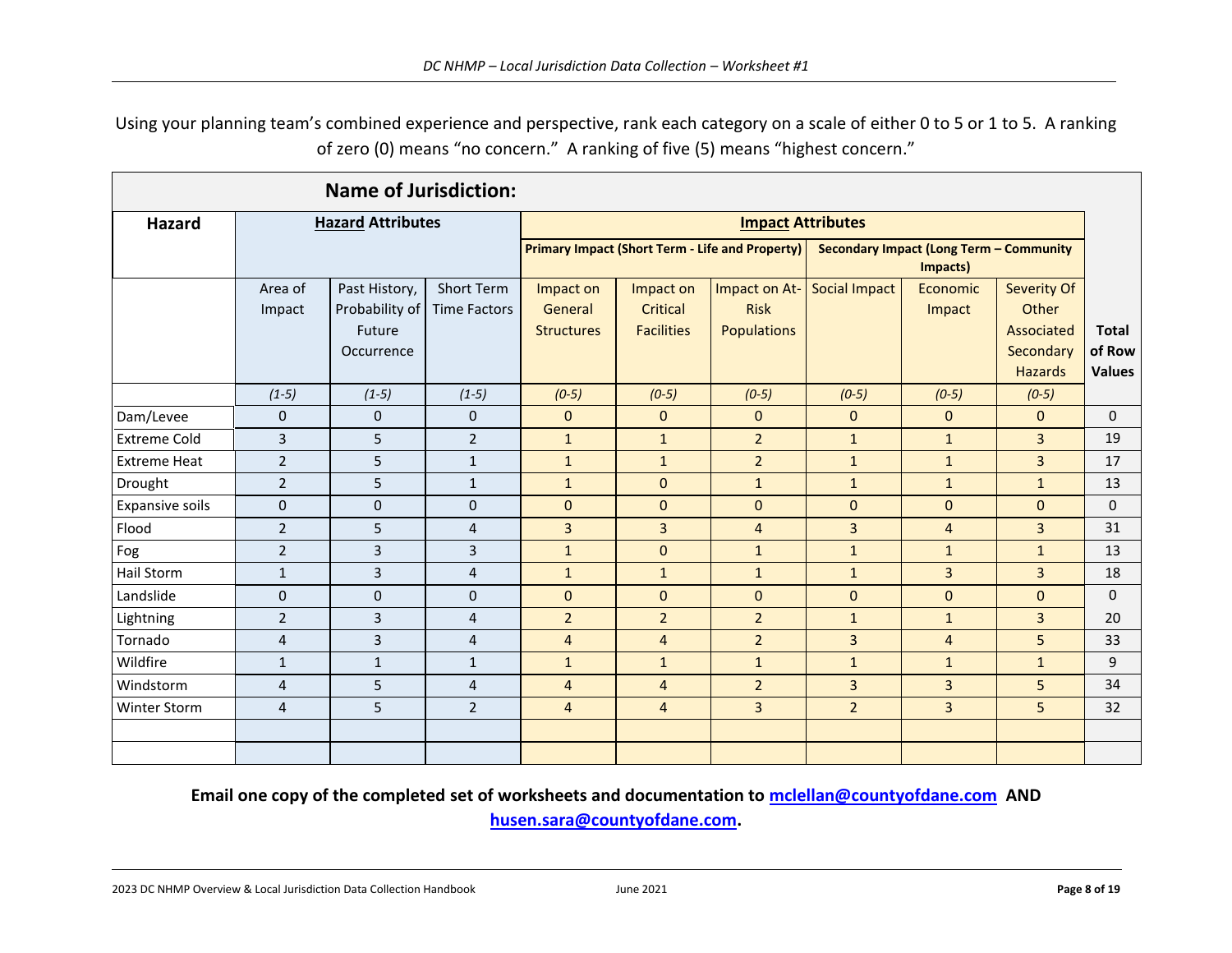Using your planning team's combined experience and perspective, rank each category on a scale of either 0 to 5 or 1 to 5. A ranking of zero (0) means "no concern." A ranking of five (5) means "highest concern."

| **Name of Jurisdction:** | | | | | | | | | | |
|---|---|---|---|---|---|---|---|---|---|---|
| **Hazard** | **Hazard Attributes** | | | **Impact Attributes** | | | | | | |
| | | | | **Primary Impact (Short Term - Life and Property)** | | | **Secondary Impact (Long Term – Community Impacts)** | | | |
| | Area of Impact | Past History, Probability of Future Occurrence | Short Term Time Factors | Impact on General Structures | Impact on Critical Facilities | Impact on At-Risk Populations | Social Impact | Economic Impact | Severity Of Other Associated Secondary Hazards | **Total of Row Values** |
| | *(1-5)* | *(1-5)* | *(1-5)* | *(0-5)* | *(0-5)* | *(0-5)* | *(0-5)* | *(0-5)* | *(0-5)* | |
| Dam/Levee | 0 | 0 | 0 | 0 | 0 | 0 | 0 | 0 | 0 | 0 |
| Extreme Cold | 3 | 5 | 2 | 1 | 1 | 2 | 1 | 1 | 3 | 19 |
| Extreme Heat | 2 | 5 | 1 | 1 | 1 | 2 | 1 | 1 | 3 | 17 |
| Drought | 2 | 5 | 1 | 1 | 0 | 1 | 1 | 1 | 1 | 13 |
| Expansive soils | 0 | 0 | 0 | 0 | 0 | 0 | 0 | 0 | 0 | 0 |
| Flood | 2 | 5 | 4 | 3 | 3 | 4 | 3 | 4 | 3 | 31 |
| Fog | 2 | 3 | 3 | 1 | 0 | 1 | 1 | 1 | 1 | 13 |
| Hail Storm | 1 | 3 | 4 | 1 | 1 | 1 | 1 | 3 | 3 | 18 |
| Landslide | 0 | 0 | 0 | 0 | 0 | 0 | 0 | 0 | 0 | 0 |
| Lightning | 2 | 3 | 4 | 2 | 2 | 2 | 1 | 1 | 3 | 20 |
| Tornado | 4 | 3 | 4 | 4 | 4 | 2 | 3 | 4 | 5 | 33 |
| Wildfire | 1 | 1 | 1 | 1 | 1 | 1 | 1 | 1 | 1 | 9 |
| Windstorm | 4 | 5 | 4 | 4 | 4 | 2 | 3 | 3 | 5 | 34 |
| Winter Storm | 4 | 5 | 2 | 4 | 4 | 3 | 2 | 3 | 5 | 32 |
| | | | | | | | | | | |
| | | | | | | | | | | |

**Email one copy of the completed set of worksheets and documentation to mclellan@countyofdane.com AND husen.sara@countyofdane.com.**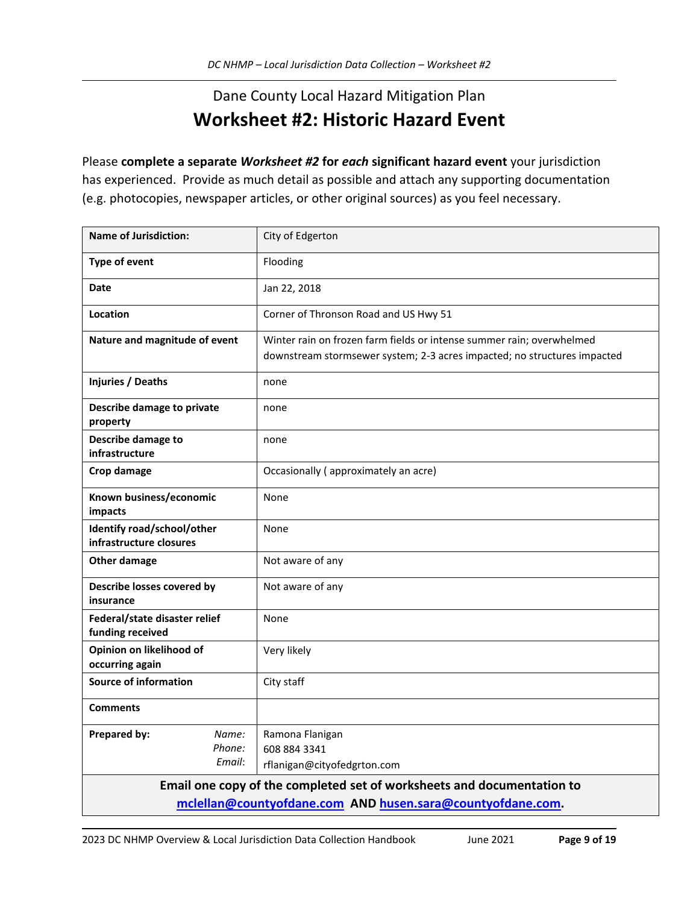Dane County Local Hazard Mitigation Plan

# Worksheet #2: Historic Hazard Event

Please **complete a separate *Worksheet #2* for *each* significant hazard event** your jurisdiction has experienced. Provide as much detail as possible and attach any supporting documentation (e.g. photocopies, newspaper articles, or other original sources) as you feel necessary.

| **Name of Jurisdiction:** | City of Edgerton |
|---|---|
| **Type of event** | Flooding |
| **Date** | Jan 22, 2018 |
| **Location** | Corner of Thronson Road and US Hwy 51 |
| **Nature and magnitude of event** | Winter rain on frozen farm fields or intense summer rain; overwhelmed downstream stormsewer system; 2-3 acres impacted; no structures impacted |
| **Injuries / Deaths** | none |
| **Describe damage to private property** | none |
| **Describe damage to infrastructure** | none |
| **Crop damage** | Occasionally ( approximately an acre) |
| **Known business/economic impacts** | None |
| **Identify road/school/other infrastructure closures** | None |
| **Other damage** | Not aware of any |
| **Describe losses covered by insurance** | Not aware of any |
| **Federal/state disaster relief funding received** | None |
| **Opinion on likelihood of occurring again** | Very likely |
| **Source of information** | City staff |
| **Comments** | |
| **Prepared by:** *Name:* *Phone:* *Email:* | Ramona Flanigan 608 884 3341 rflanigan@cityofedgrton.com |

**Email one copy of the completed set of worksheets and documentation to mclellan@countyofdane.com AND husen.sara@countyofdane.com.**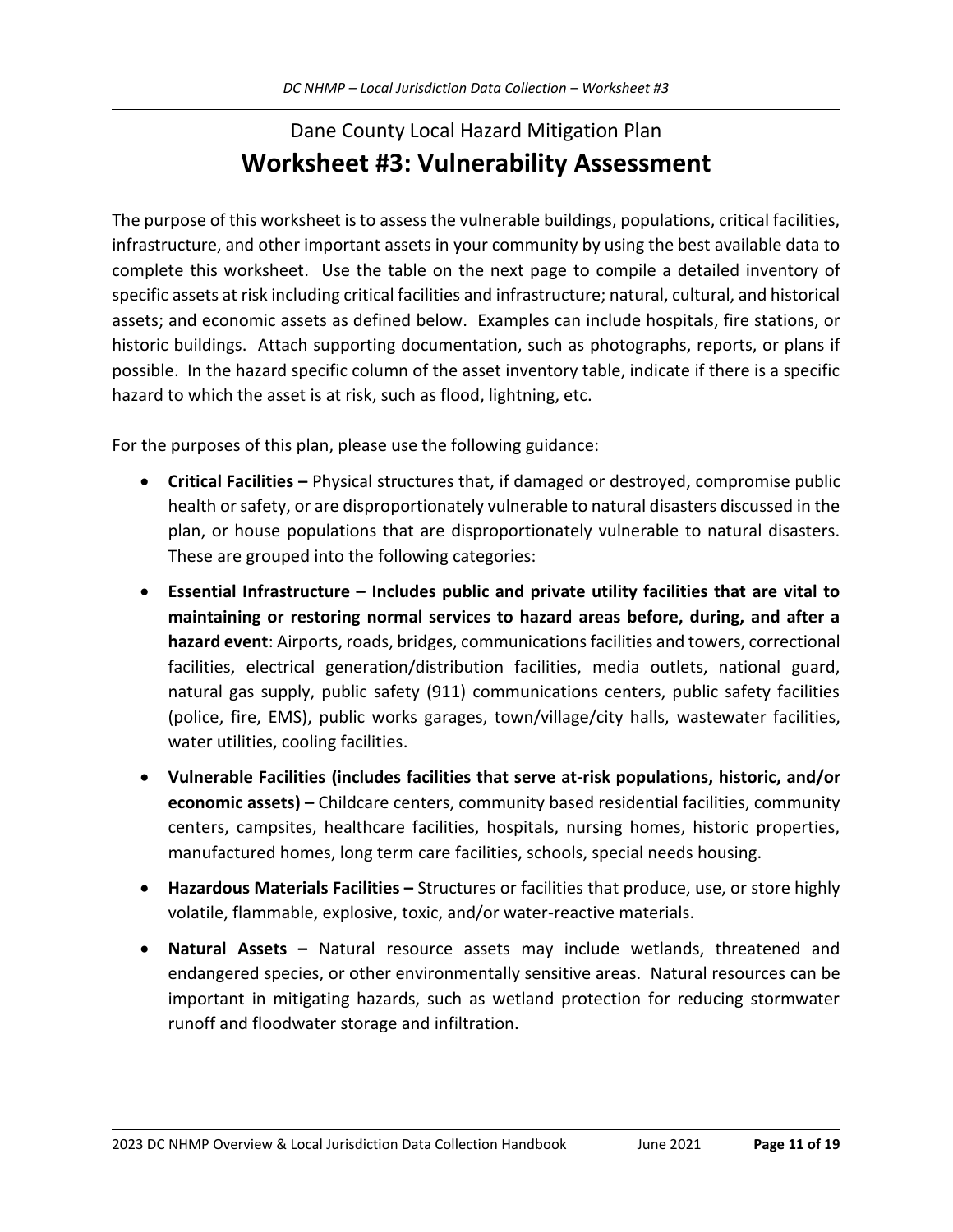# Dane County Local Hazard Mitigation Plan

## Worksheet #3: Vulnerability Assessment

The purpose of this worksheet is to assess the vulnerable buildings, populations, critical facilities, infrastructure, and other important assets in your community by using the best available data to complete this worksheet. Use the table on the next page to compile a detailed inventory of specific assets at risk including critical facilities and infrastructure; natural, cultural, and historical assets; and economic assets as defined below. Examples can include hospitals, fire stations, or historic buildings. Attach supporting documentation, such as photographs, reports, or plans if possible. In the hazard specific column of the asset inventory table, indicate if there is a specific hazard to which the asset is at risk, such as flood, lightning, etc.

For the purposes of this plan, please use the following guidance:

- **Critical Facilities –** Physical structures that, if damaged or destroyed, compromise public health or safety, or are disproportionately vulnerable to natural disasters discussed in the plan, or house populations that are disproportionately vulnerable to natural disasters. These are grouped into the following categories:
- **Essential Infrastructure – Includes public and private utility facilities that are vital to maintaining or restoring normal services to hazard areas before, during, and after a hazard event**: Airports, roads, bridges, communications facilities and towers, correctional facilities, electrical generation/distribution facilities, media outlets, national guard, natural gas supply, public safety (911) communications centers, public safety facilities (police, fire, EMS), public works garages, town/village/city halls, wastewater facilities, water utilities, cooling facilities.
- **Vulnerable Facilities (includes facilities that serve at-risk populations, historic, and/or economic assets) –** Childcare centers, community based residential facilities, community centers, campsites, healthcare facilities, hospitals, nursing homes, historic properties, manufactured homes, long term care facilities, schools, special needs housing.
- **Hazardous Materials Facilities –** Structures or facilities that produce, use, or store highly volatile, flammable, explosive, toxic, and/or water-reactive materials.
- **Natural Assets –** Natural resource assets may include wetlands, threatened and endangered species, or other environmentally sensitive areas. Natural resources can be important in mitigating hazards, such as wetland protection for reducing stormwater runoff and floodwater storage and infiltration.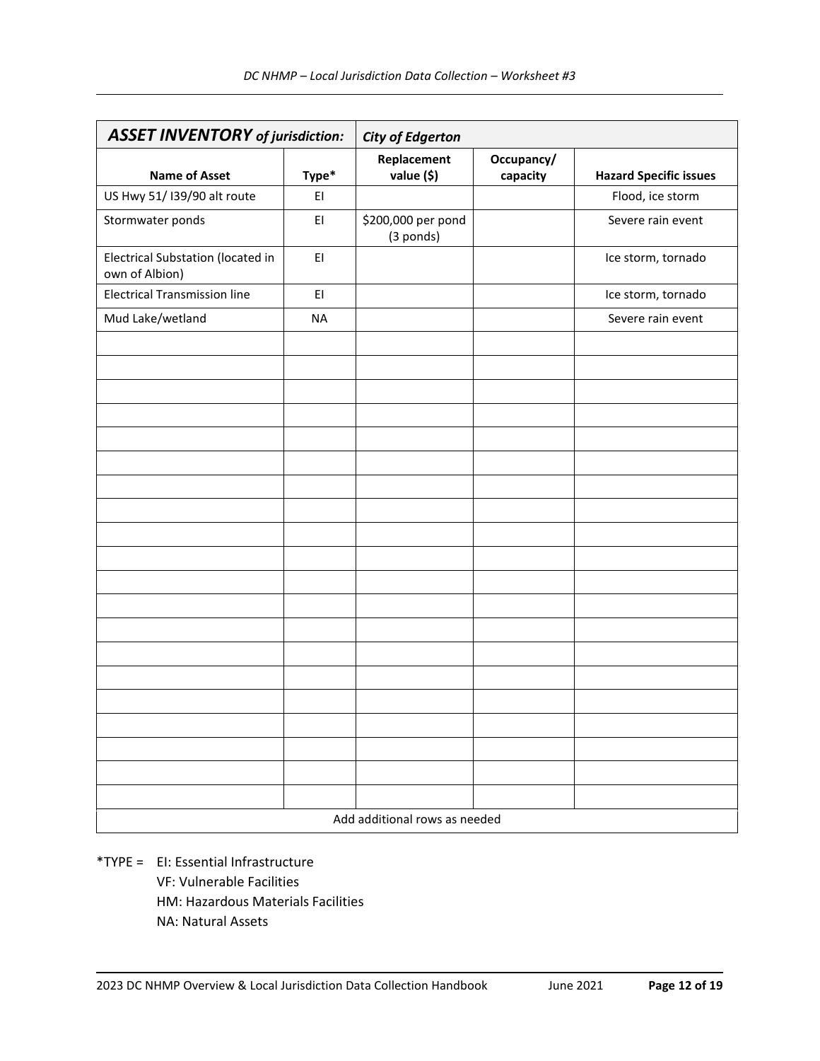| ***ASSET INVENTORY** of jurisdiction:* | | ***City of Edgerton*** | | |
|---|---|---|---|---|
| **Name of Asset** | **Type*** | **Replacement value ($)** | **Occupancy/ capacity** | **Hazard Specific issues** |
| US Hwy 51/ I39/90 alt route | EI | | | Flood, ice storm |
| Stormwater ponds | EI | $200,000 per pond (3 ponds) | | Severe rain event |
| Electrical Substation (located in own of Albion) | EI | | | Ice storm, tornado |
| Electrical Transmission line | EI | | | Ice storm, tornado |
| Mud Lake/wetland | NA | | | Severe rain event |
| | | | | |
| | | | | |
| | | | | |
| | | | | |
| | | | | |
| | | | | |
| | | | | |
| | | | | |
| | | | | |
| | | | | |
| | | | | |
| | | | | |
| | | | | |
| | | | | |
| | | | | |
| | | | | |
| | | | | |
| | | | | |
| | | | | |
| | | | | |
| Add additional rows as needed | | | | |

*TYPE = EI: Essential Infrastructure
VF: Vulnerable Facilities
HM: Hazardous Materials Facilities
NA: Natural Assets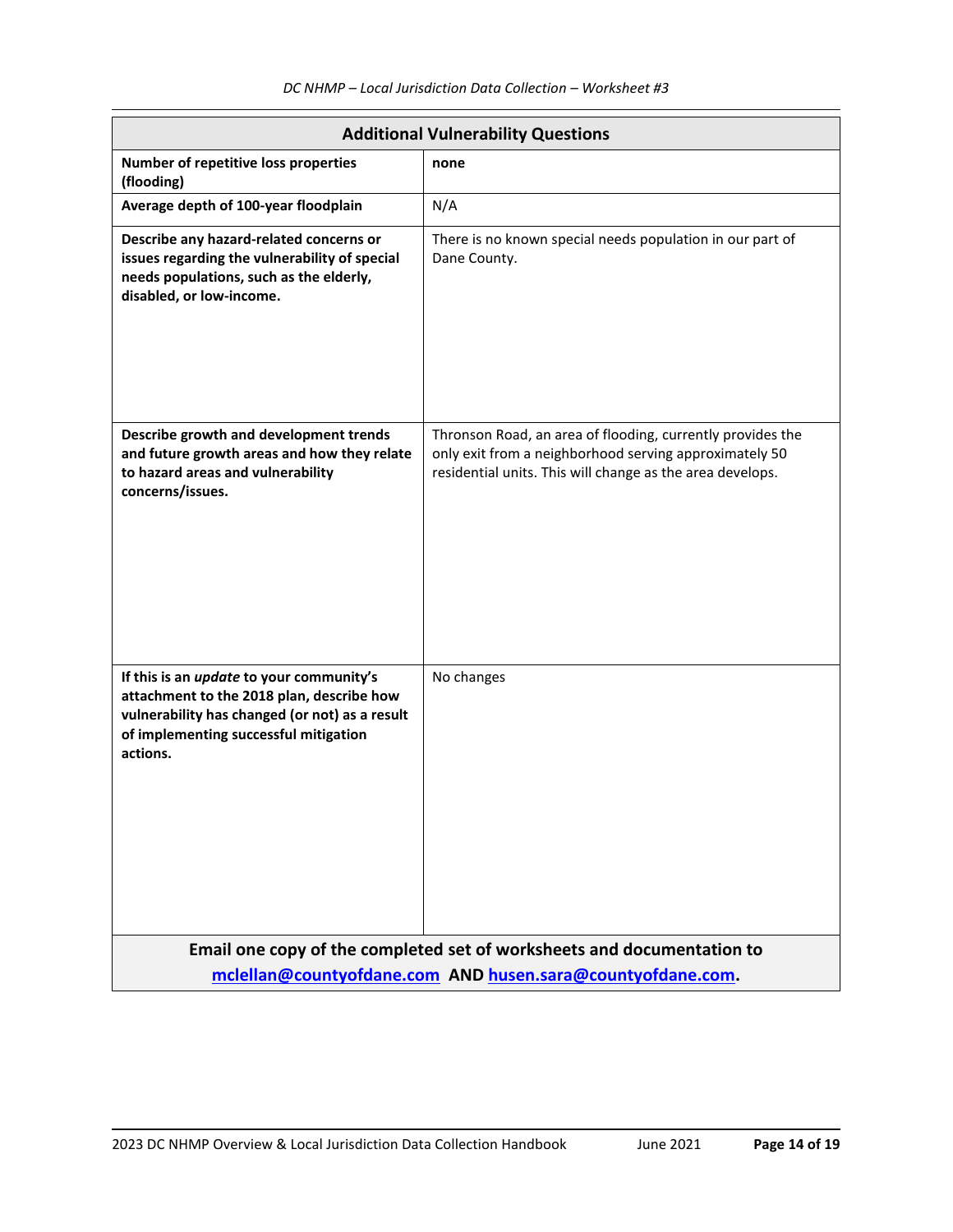| Additional Vulnerability Questions | |
| --- | --- |
| **Number of repetitive loss properties (flooding)** | **none** |
| **Average depth of 100-year floodplain** | N/A |
| **Describe any hazard-related concerns or issues regarding the vulnerability of special needs populations, such as the elderly, disabled, or low-income.** | There is no known special needs population in our part of Dane County. |
| **Describe growth and development trends and future growth areas and how they relate to hazard areas and vulnerability concerns/issues.** | Thronson Road, an area of flooding, currently provides the only exit from a neighborhood serving approximately 50 residential units. This will change as the area develops. |
| **If this is an *update* to your community's attachment to the 2018 plan, describe how vulnerability has changed (or not) as a result of implementing successful mitigation actions.** | No changes |

**Email one copy of the completed set of worksheets and documentation to [mclellan@countyofdane.com](mailto:mclellan@countyofdane.com) AND [husen.sara@countyofdane.com](mailto:husen.sara@countyofdane.com).**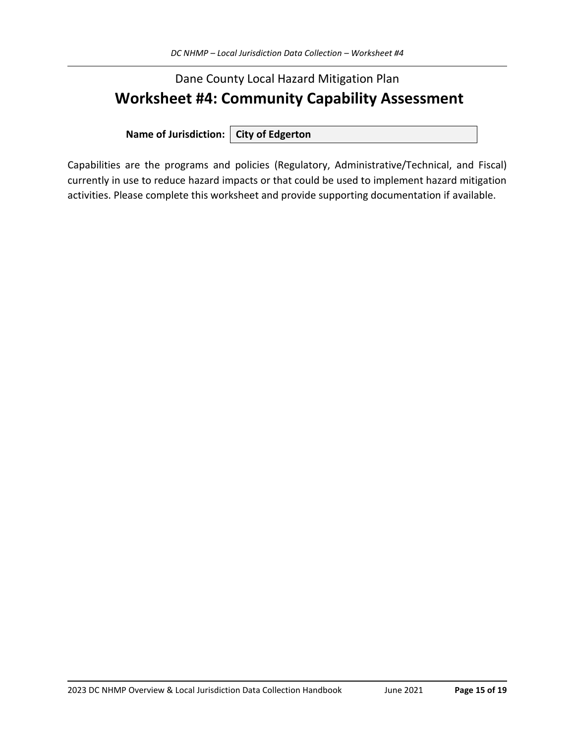Dane County Local Hazard Mitigation Plan

# Worksheet #4: Community Capability Assessment

**Name of Jurisdiction:** **City of Edgerton**

Capabilities are the programs and policies (Regulatory, Administrative/Technical, and Fiscal) currently in use to reduce hazard impacts or that could be used to implement hazard mitigation activities. Please complete this worksheet and provide supporting documentation if available.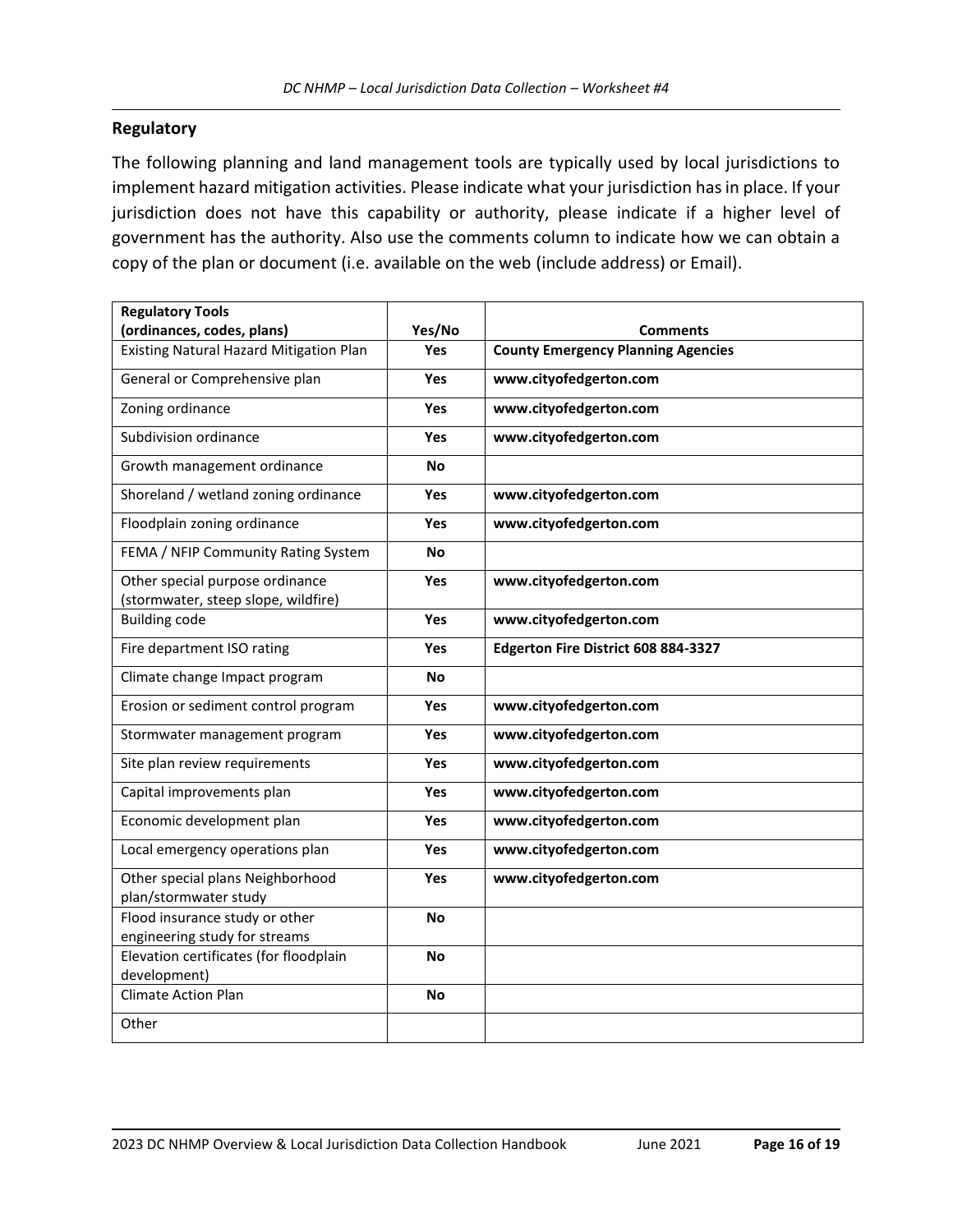## Regulatory

The following planning and land management tools are typically used by local jurisdictions to implement hazard mitigation activities. Please indicate what your jurisdiction has in place. If your jurisdiction does not have this capability or authority, please indicate if a higher level of government has the authority. Also use the comments column to indicate how we can obtain a copy of the plan or document (i.e. available on the web (include address) or Email).

| Regulatory Tools (ordinances, codes, plans) | Yes/No | Comments |
|---|---|---|
| Existing Natural Hazard Mitigation Plan | **Yes** | **County Emergency Planning Agencies** |
| General or Comprehensive plan | **Yes** | **www.cityofedgerton.com** |
| Zoning ordinance | **Yes** | **www.cityofedgerton.com** |
| Subdivision ordinance | **Yes** | **www.cityofedgerton.com** |
| Growth management ordinance | **No** | |
| Shoreland / wetland zoning ordinance | **Yes** | **www.cityofedgerton.com** |
| Floodplain zoning ordinance | **Yes** | **www.cityofedgerton.com** |
| FEMA / NFIP Community Rating System | **No** | |
| Other special purpose ordinance (stormwater, steep slope, wildfire) | **Yes** | **www.cityofedgerton.com** |
| Building code | **Yes** | **www.cityofedgerton.com** |
| Fire department ISO rating | **Yes** | **Edgerton Fire District 608 884-3327** |
| Climate change Impact program | **No** | |
| Erosion or sediment control program | **Yes** | **www.cityofedgerton.com** |
| Stormwater management program | **Yes** | **www.cityofedgerton.com** |
| Site plan review requirements | **Yes** | **www.cityofedgerton.com** |
| Capital improvements plan | **Yes** | **www.cityofedgerton.com** |
| Economic development plan | **Yes** | **www.cityofedgerton.com** |
| Local emergency operations plan | **Yes** | **www.cityofedgerton.com** |
| Other special plans Neighborhood plan/stormwater study | **Yes** | **www.cityofedgerton.com** |
| Flood insurance study or other engineering study for streams | **No** | |
| Elevation certificates (for floodplain development) | **No** | |
| Climate Action Plan | **No** | |
| Other | | |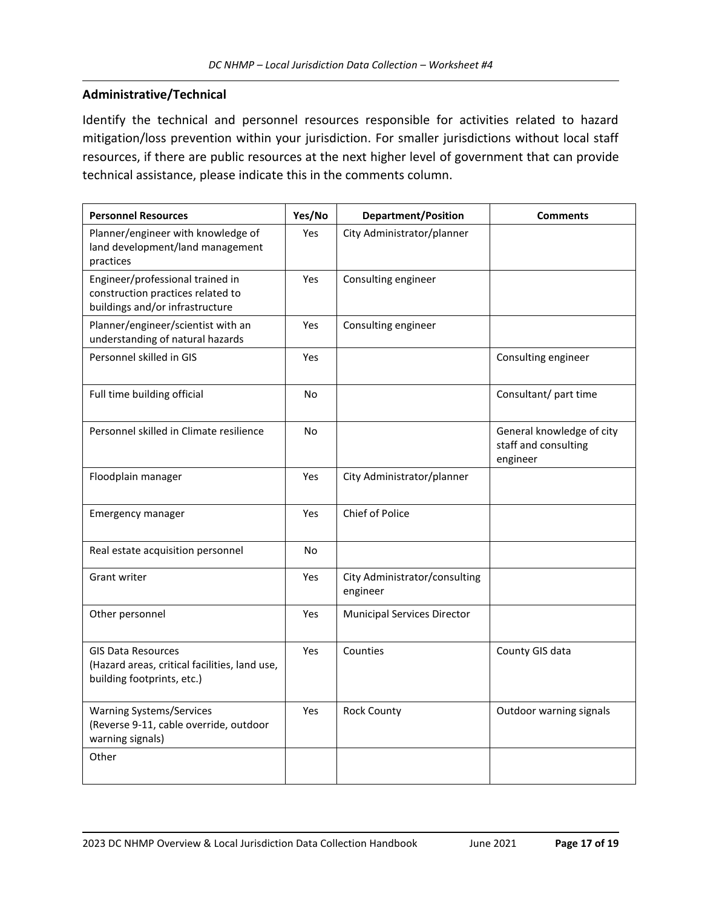## Administrative/Technical

Identify the technical and personnel resources responsible for activities related to hazard mitigation/loss prevention within your jurisdiction. For smaller jurisdictions without local staff resources, if there are public resources at the next higher level of government that can provide technical assistance, please indicate this in the comments column.

| Personnel Resources | Yes/No | Department/Position | Comments |
|---|---|---|---|
| Planner/engineer with knowledge of land development/land management practices | Yes | City Administrator/planner | |
| Engineer/professional trained in construction practices related to buildings and/or infrastructure | Yes | Consulting engineer | |
| Planner/engineer/scientist with an understanding of natural hazards | Yes | Consulting engineer | |
| Personnel skilled in GIS | Yes | | Consulting engineer |
| Full time building official | No | | Consultant/ part time |
| Personnel skilled in Climate resilience | No | | General knowledge of city staff and consulting engineer |
| Floodplain manager | Yes | City Administrator/planner | |
| Emergency manager | Yes | Chief of Police | |
| Real estate acquisition personnel | No | | |
| Grant writer | Yes | City Administrator/consulting engineer | |
| Other personnel | Yes | Municipal Services Director | |
| GIS Data Resources (Hazard areas, critical facilities, land use, building footprints, etc.) | Yes | Counties | County GIS data |
| Warning Systems/Services (Reverse 9-11, cable override, outdoor warning signals) | Yes | Rock County | Outdoor warning signals |
| Other | | | |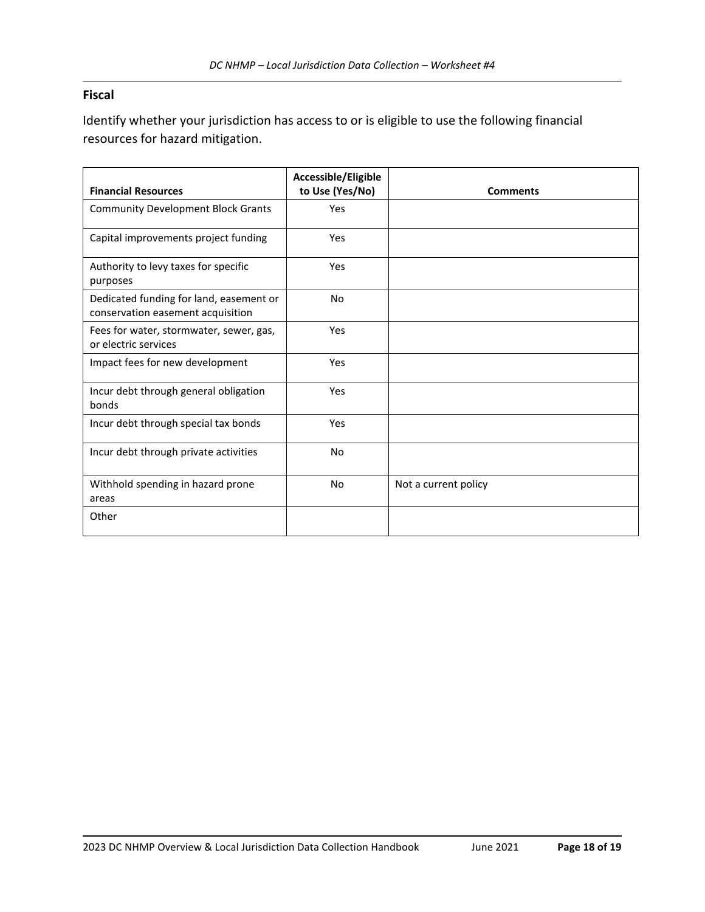## Fiscal

Identify whether your jurisdiction has access to or is eligible to use the following financial resources for hazard mitigation.

| Financial Resources | Accessible/Eligible to Use (Yes/No) | Comments |
|---|---|---|
| Community Development Block Grants | Yes | |
| Capital improvements project funding | Yes | |
| Authority to levy taxes for specific purposes | Yes | |
| Dedicated funding for land, easement or conservation easement acquisition | No | |
| Fees for water, stormwater, sewer, gas, or electric services | Yes | |
| Impact fees for new development | Yes | |
| Incur debt through general obligation bonds | Yes | |
| Incur debt through special tax bonds | Yes | |
| Incur debt through private activities | No | |
| Withhold spending in hazard prone areas | No | Not a current policy |
| Other | | |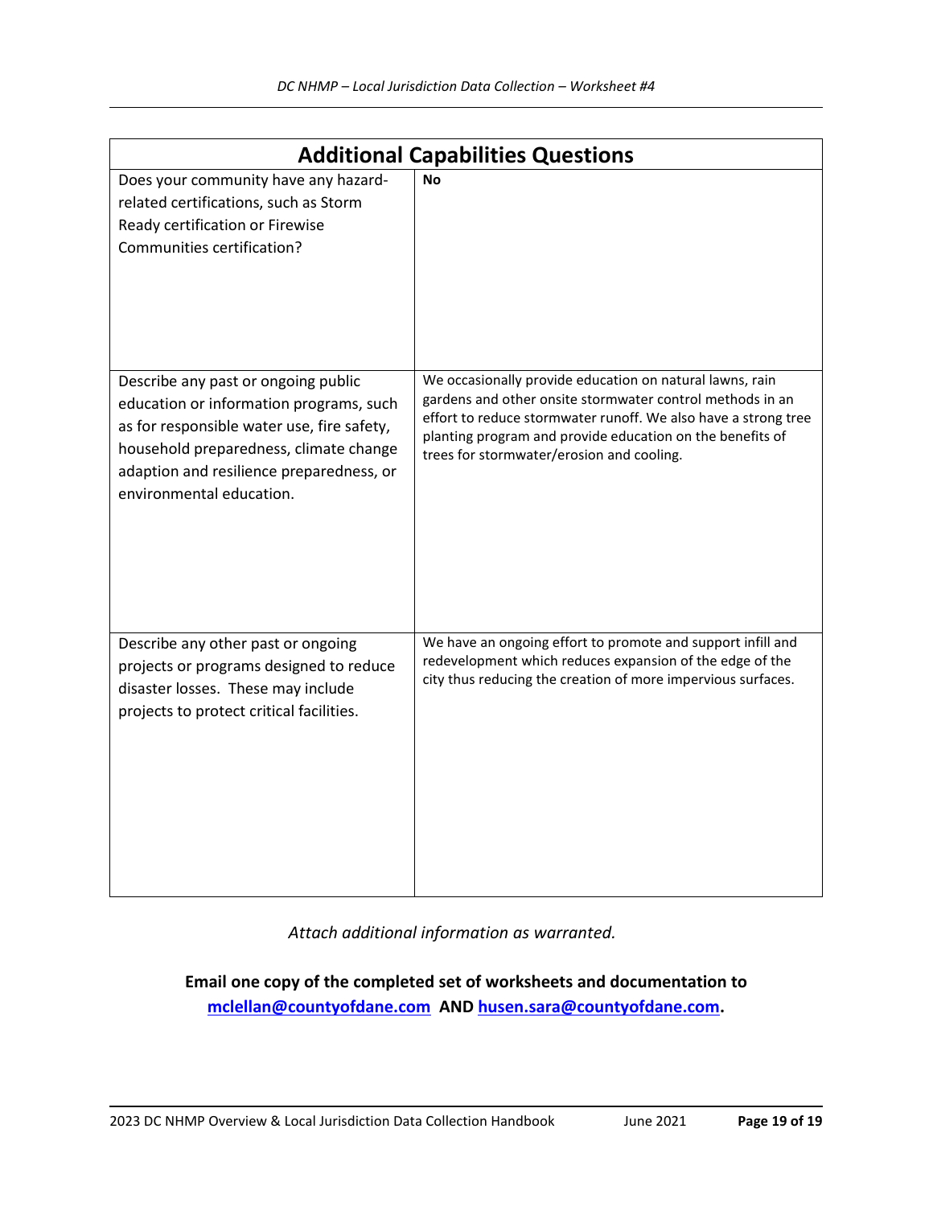| Additional Capabilities Questions | |
|---|---|
| Does your community have any hazard-related certifications, such as Storm Ready certification or Firewise Communities certification? | **No** |
| Describe any past or ongoing public education or information programs, such as for responsible water use, fire safety, household preparedness, climate change adaption and resilience preparedness, or environmental education. | We occasionally provide education on natural lawns, rain gardens and other onsite stormwater control methods in an effort to reduce stormwater runoff. We also have a strong tree planting program and provide education on the benefits of trees for stormwater/erosion and cooling. |
| Describe any other past or ongoing projects or programs designed to reduce disaster losses. These may include projects to protect critical facilities. | We have an ongoing effort to promote and support infill and redevelopment which reduces expansion of the edge of the city thus reducing the creation of more impervious surfaces. |

*Attach additional information as warranted.*

**Email one copy of the completed set of worksheets and documentation to mclellan@countyofdane.com AND husen.sara@countyofdane.com.**